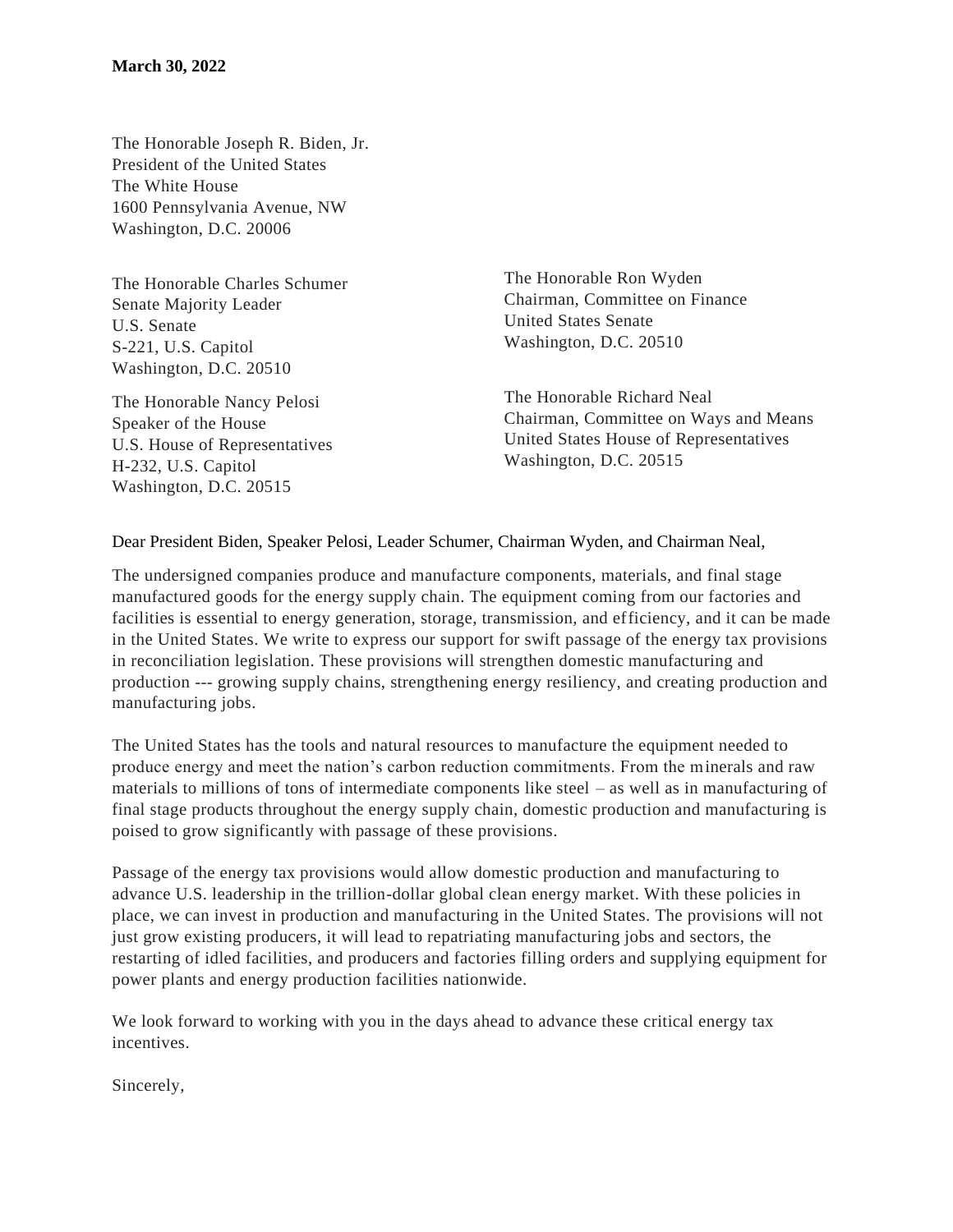**March 30, 2022**

The Honorable Joseph R. Biden, Jr.
President of the United States
The White House
1600 Pennsylvania Avenue, NW
Washington, D.C. 20006

The Honorable Charles Schumer
Senate Majority Leader
U.S. Senate
S-221, U.S. Capitol
Washington, D.C. 20510

The Honorable Nancy Pelosi
Speaker of the House
U.S. House of Representatives
H-232, U.S. Capitol
Washington, D.C. 20515

The Honorable Ron Wyden
Chairman, Committee on Finance
United States Senate
Washington, D.C. 20510

The Honorable Richard Neal
Chairman, Committee on Ways and Means
United States House of Representatives
Washington, D.C. 20515

Dear President Biden, Speaker Pelosi, Leader Schumer, Chairman Wyden, and Chairman Neal,

The undersigned companies produce and manufacture components, materials, and final stage manufactured goods for the energy supply chain. The equipment coming from our factories and facilities is essential to energy generation, storage, transmission, and efficiency, and it can be made in the United States. We write to express our support for swift passage of the energy tax provisions in reconciliation legislation. These provisions will strengthen domestic manufacturing and production --- growing supply chains, strengthening energy resiliency, and creating production and manufacturing jobs.

The United States has the tools and natural resources to manufacture the equipment needed to produce energy and meet the nation's carbon reduction commitments. From the minerals and raw materials to millions of tons of intermediate components like steel – as well as in manufacturing of final stage products throughout the energy supply chain, domestic production and manufacturing is poised to grow significantly with passage of these provisions.

Passage of the energy tax provisions would allow domestic production and manufacturing to advance U.S. leadership in the trillion-dollar global clean energy market. With these policies in place, we can invest in production and manufacturing in the United States. The provisions will not just grow existing producers, it will lead to repatriating manufacturing jobs and sectors, the restarting of idled facilities, and producers and factories filling orders and supplying equipment for power plants and energy production facilities nationwide.

We look forward to working with you in the days ahead to advance these critical energy tax incentives.

Sincerely,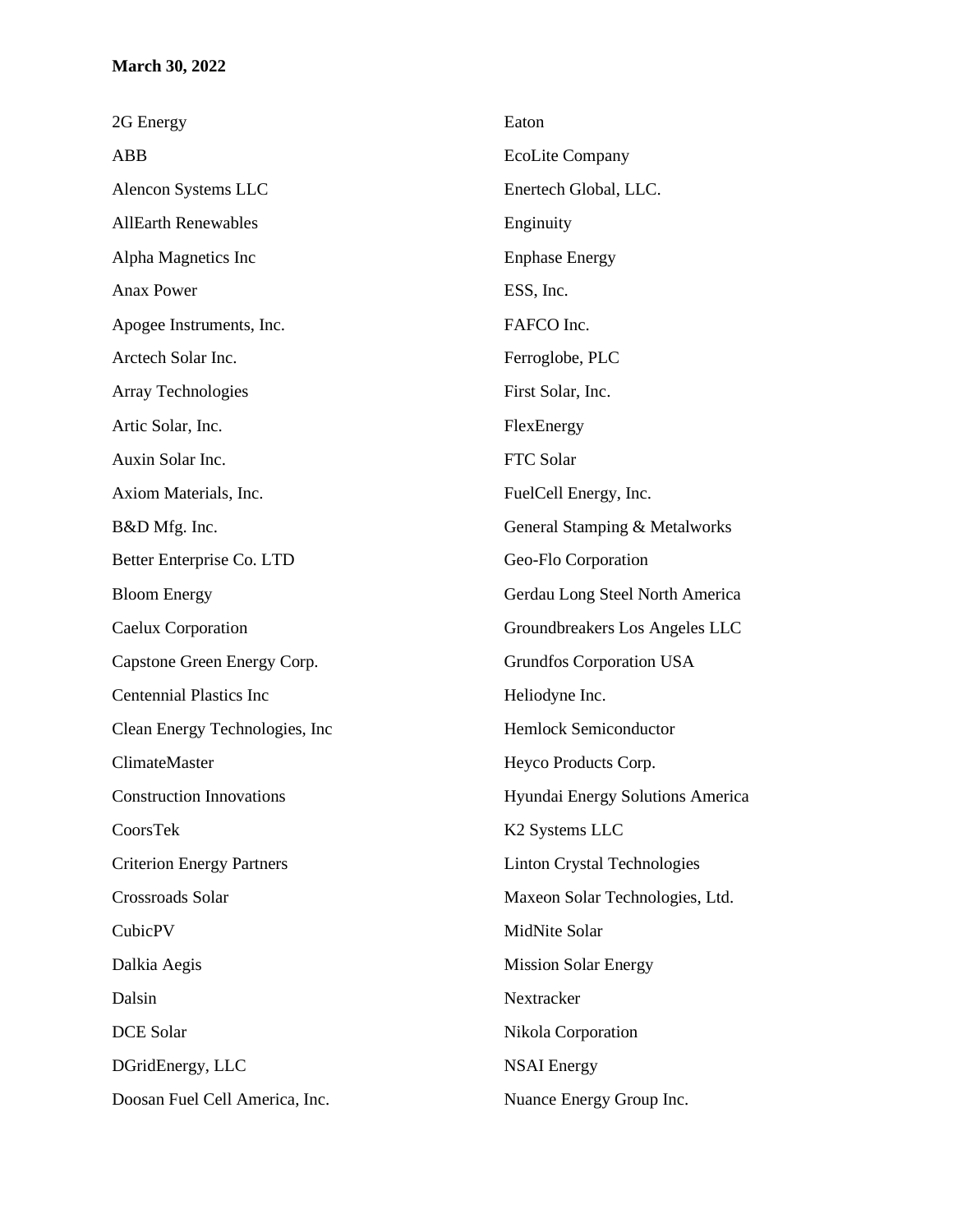**March 30, 2022**

2G Energy

ABB

Alencon Systems LLC

AllEarth Renewables

Alpha Magnetics Inc

Anax Power

Apogee Instruments, Inc.

Arctech Solar Inc.

Array Technologies

Artic Solar, Inc.

Auxin Solar Inc.

Axiom Materials, Inc.

B&D Mfg. Inc.

Better Enterprise Co. LTD

Bloom Energy

Caelux Corporation

Capstone Green Energy Corp.

Centennial Plastics Inc

Clean Energy Technologies, Inc

ClimateMaster

Construction Innovations

CoorsTek

Criterion Energy Partners

Crossroads Solar

CubicPV

Dalkia Aegis

Dalsin

DCE Solar

DGridEnergy, LLC

Doosan Fuel Cell America, Inc.

Eaton

EcoLite Company

Enertech Global, LLC.

Enginuity

Enphase Energy

ESS, Inc.

FAFCO Inc.

Ferroglobe, PLC

First Solar, Inc.

FlexEnergy

FTC Solar

FuelCell Energy, Inc.

General Stamping & Metalworks

Geo-Flo Corporation

Gerdau Long Steel North America

Groundbreakers Los Angeles LLC

Grundfos Corporation USA

Heliodyne Inc.

Hemlock Semiconductor

Heyco Products Corp.

Hyundai Energy Solutions America

K2 Systems LLC

Linton Crystal Technologies

Maxeon Solar Technologies, Ltd.

MidNite Solar

Mission Solar Energy

Nextracker

Nikola Corporation

NSAI Energy

Nuance Energy Group Inc.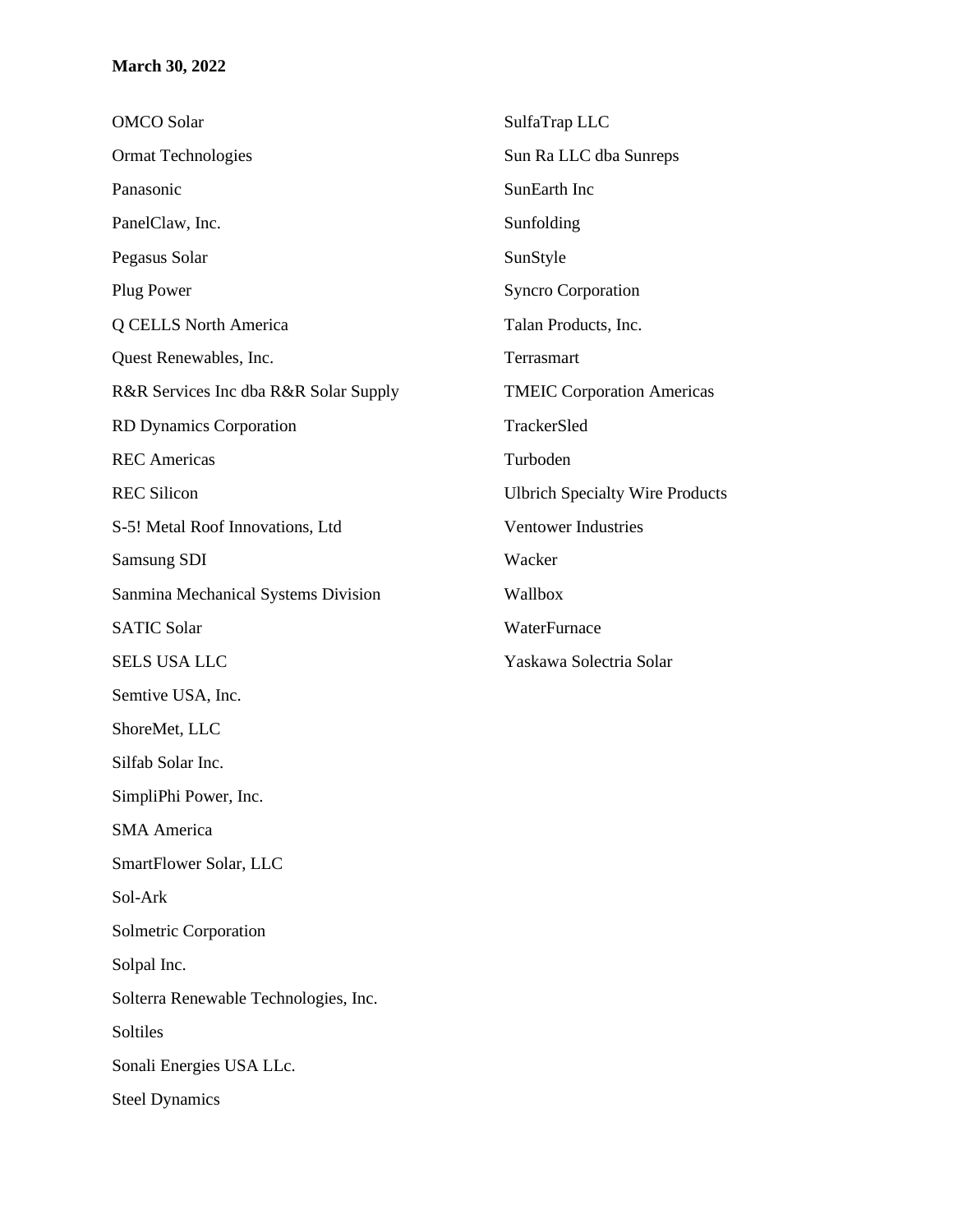**March 30, 2022**

OMCO Solar

Ormat Technologies

Panasonic

PanelClaw, Inc.

Pegasus Solar

Plug Power

Q CELLS North America

Quest Renewables, Inc.

R&R Services Inc dba R&R Solar Supply

RD Dynamics Corporation

REC Americas

REC Silicon

S-5! Metal Roof Innovations, Ltd

Samsung SDI

Sanmina Mechanical Systems Division

SATIC Solar

SELS USA LLC

Semtive USA, Inc.

ShoreMet, LLC

Silfab Solar Inc.

SimpliPhi Power, Inc.

SMA America

SmartFlower Solar, LLC

Sol-Ark

Solmetric Corporation

Solpal Inc.

Solterra Renewable Technologies, Inc.

Soltiles

Sonali Energies USA LLc.

Steel Dynamics

SulfaTrap LLC

Sun Ra LLC dba Sunreps

SunEarth Inc

Sunfolding

SunStyle

Syncro Corporation

Talan Products, Inc.

Terrasmart

TMEIC Corporation Americas

TrackerSled

Turboden

Ulbrich Specialty Wire Products

Ventower Industries

Wacker

Wallbox

WaterFurnace

Yaskawa Solectria Solar